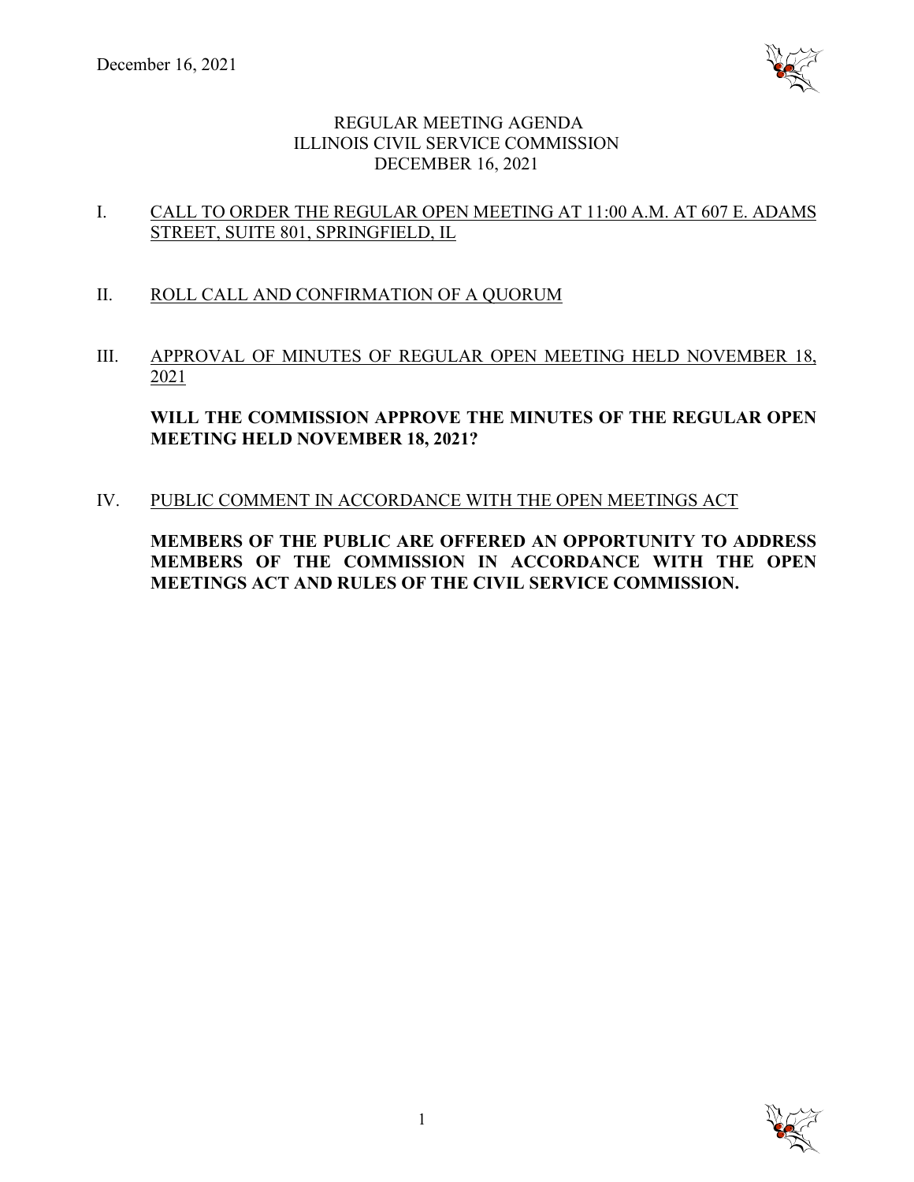December 16, 2021

# REGULAR MEETING AGENDA
# ILLINOIS CIVIL SERVICE COMMISSION
# DECEMBER 16, 2021

I. CALL TO ORDER THE REGULAR OPEN MEETING AT 11:00 A.M. AT 607 E. ADAMS STREET, SUITE 801, SPRINGFIELD, IL

II. ROLL CALL AND CONFIRMATION OF A QUORUM

III. APPROVAL OF MINUTES OF REGULAR OPEN MEETING HELD NOVEMBER 18, 2021

**WILL THE COMMISSION APPROVE THE MINUTES OF THE REGULAR OPEN MEETING HELD NOVEMBER 18, 2021?**

IV. PUBLIC COMMENT IN ACCORDANCE WITH THE OPEN MEETINGS ACT

**MEMBERS OF THE PUBLIC ARE OFFERED AN OPPORTUNITY TO ADDRESS MEMBERS OF THE COMMISSION IN ACCORDANCE WITH THE OPEN MEETINGS ACT AND RULES OF THE CIVIL SERVICE COMMISSION.**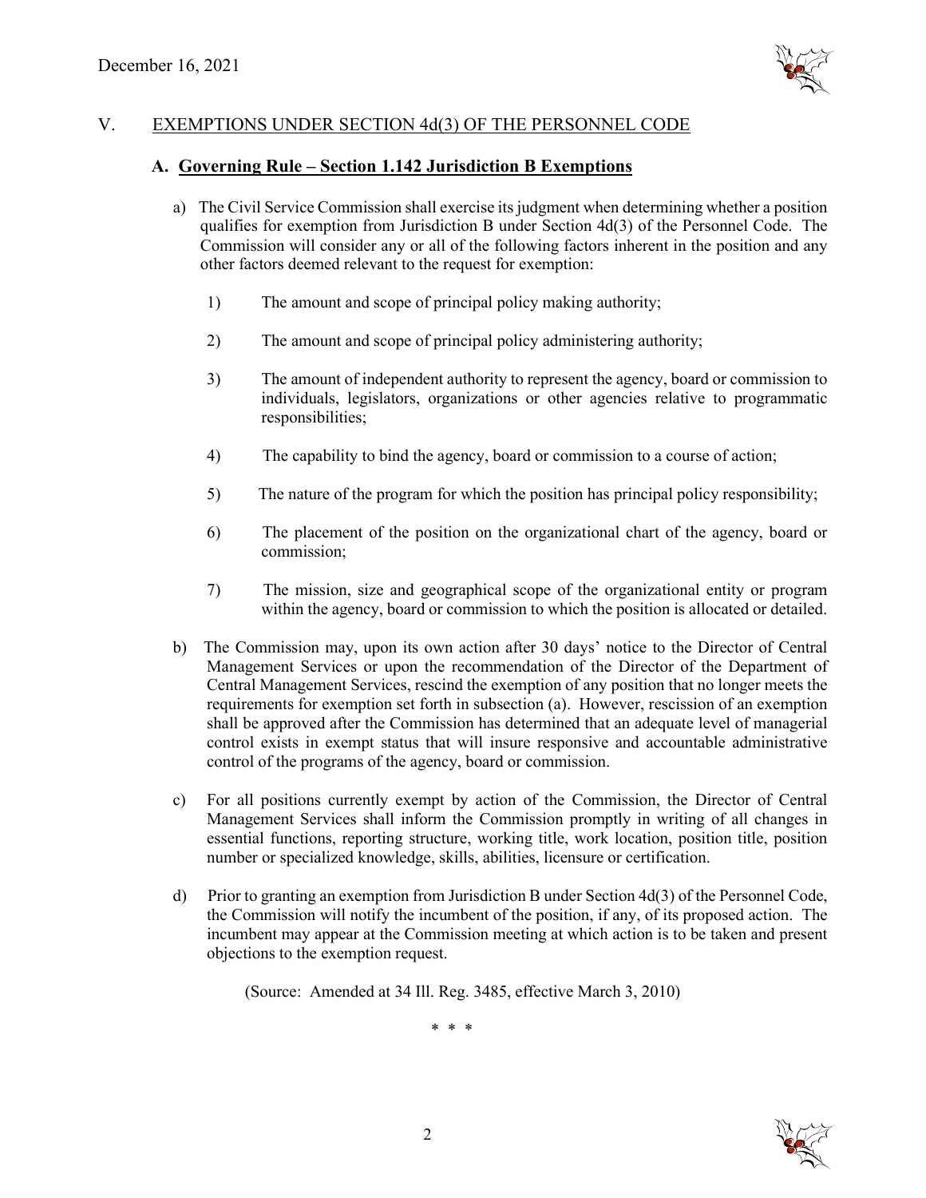## V. EXEMPTIONS UNDER SECTION 4d(3) OF THE PERSONNEL CODE

### A. Governing Rule – Section 1.142 Jurisdiction B Exemptions

a) The Civil Service Commission shall exercise its judgment when determining whether a position qualifies for exemption from Jurisdiction B under Section 4d(3) of the Personnel Code. The Commission will consider any or all of the following factors inherent in the position and any other factors deemed relevant to the request for exemption:

1) The amount and scope of principal policy making authority;

2) The amount and scope of principal policy administering authority;

3) The amount of independent authority to represent the agency, board or commission to individuals, legislators, organizations or other agencies relative to programmatic responsibilities;

4) The capability to bind the agency, board or commission to a course of action;

5) The nature of the program for which the position has principal policy responsibility;

6) The placement of the position on the organizational chart of the agency, board or commission;

7) The mission, size and geographical scope of the organizational entity or program within the agency, board or commission to which the position is allocated or detailed.

b) The Commission may, upon its own action after 30 days' notice to the Director of Central Management Services or upon the recommendation of the Director of the Department of Central Management Services, rescind the exemption of any position that no longer meets the requirements for exemption set forth in subsection (a). However, rescission of an exemption shall be approved after the Commission has determined that an adequate level of managerial control exists in exempt status that will insure responsive and accountable administrative control of the programs of the agency, board or commission.

c) For all positions currently exempt by action of the Commission, the Director of Central Management Services shall inform the Commission promptly in writing of all changes in essential functions, reporting structure, working title, work location, position title, position number or specialized knowledge, skills, abilities, licensure or certification.

d) Prior to granting an exemption from Jurisdiction B under Section 4d(3) of the Personnel Code, the Commission will notify the incumbent of the position, if any, of its proposed action. The incumbent may appear at the Commission meeting at which action is to be taken and present objections to the exemption request.

(Source: Amended at 34 Ill. Reg. 3485, effective March 3, 2010)

\* \* \*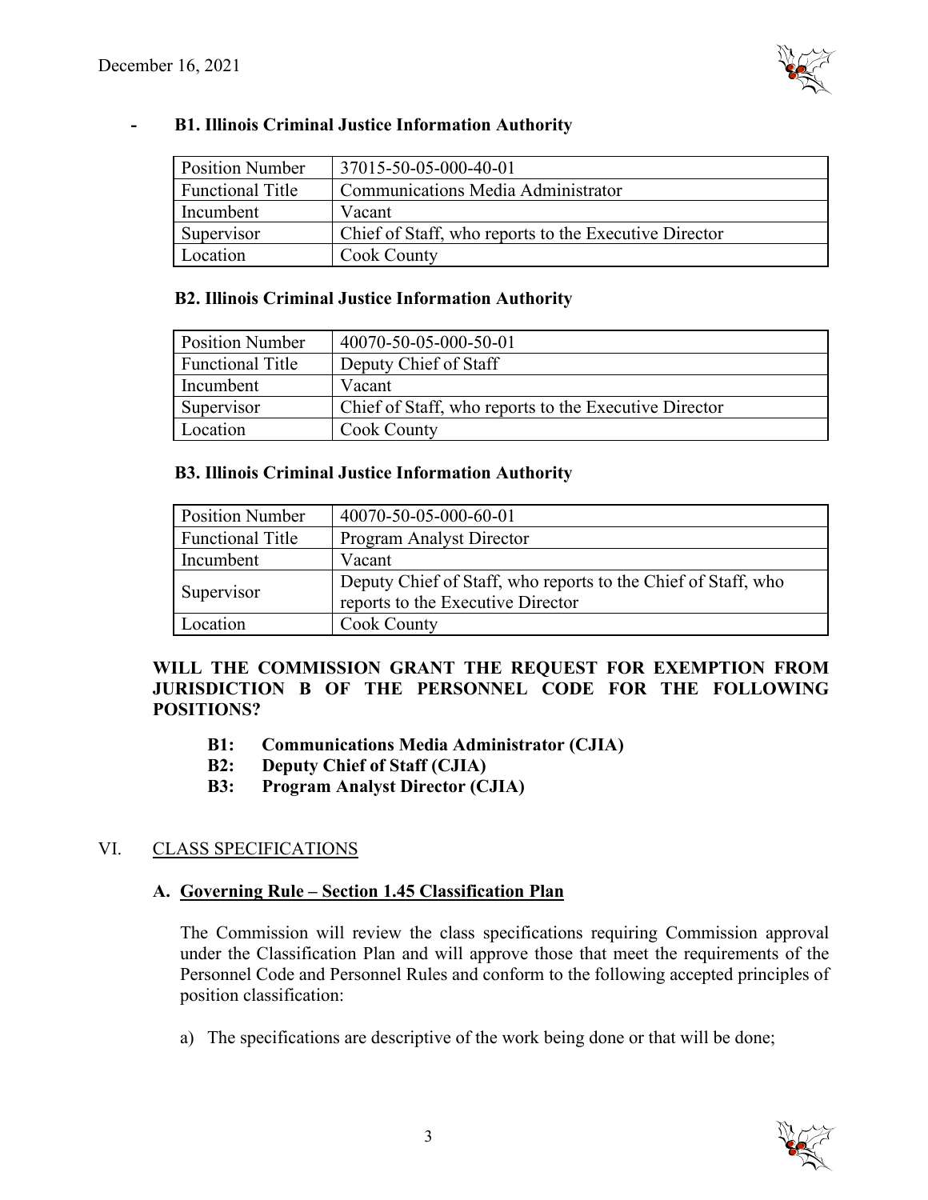**B1. Illinois Criminal Justice Information Authority**

| Position Number | 37015-50-05-000-40-01 |
|---|---|
| Functional Title | Communications Media Administrator |
| Incumbent | Vacant |
| Supervisor | Chief of Staff, who reports to the Executive Director |
| Location | Cook County |

**B2. Illinois Criminal Justice Information Authority**

| Position Number | 40070-50-05-000-50-01 |
|---|---|
| Functional Title | Deputy Chief of Staff |
| Incumbent | Vacant |
| Supervisor | Chief of Staff, who reports to the Executive Director |
| Location | Cook County |

**B3. Illinois Criminal Justice Information Authority**

| Position Number | 40070-50-05-000-60-01 |
|---|---|
| Functional Title | Program Analyst Director |
| Incumbent | Vacant |
| Supervisor | Deputy Chief of Staff, who reports to the Chief of Staff, who reports to the Executive Director |
| Location | Cook County |

**WILL THE COMMISSION GRANT THE REQUEST FOR EXEMPTION FROM JURISDICTION B OF THE PERSONNEL CODE FOR THE FOLLOWING POSITIONS?**

- **B1: Communications Media Administrator (CJIA)**
- **B2: Deputy Chief of Staff (CJIA)**
- **B3: Program Analyst Director (CJIA)**

## VI. CLASS SPECIFICATIONS

### A. Governing Rule – Section 1.45 Classification Plan

The Commission will review the class specifications requiring Commission approval under the Classification Plan and will approve those that meet the requirements of the Personnel Code and Personnel Rules and conform to the following accepted principles of position classification:

a) The specifications are descriptive of the work being done or that will be done;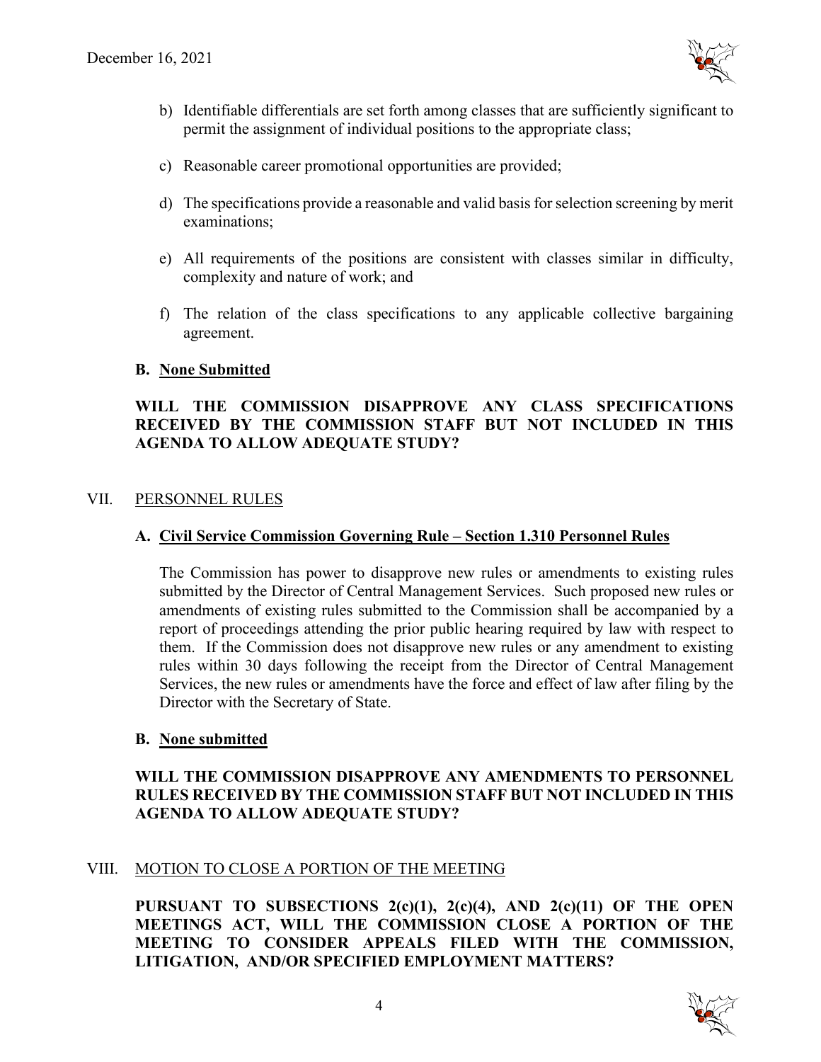b) Identifiable differentials are set forth among classes that are sufficiently significant to permit the assignment of individual positions to the appropriate class;

c) Reasonable career promotional opportunities are provided;

d) The specifications provide a reasonable and valid basis for selection screening by merit examinations;

e) All requirements of the positions are consistent with classes similar in difficulty, complexity and nature of work; and

f) The relation of the class specifications to any applicable collective bargaining agreement.

**B. <u>None Submitted</u>**

**WILL THE COMMISSION DISAPPROVE ANY CLASS SPECIFICATIONS RECEIVED BY THE COMMISSION STAFF BUT NOT INCLUDED IN THIS AGENDA TO ALLOW ADEQUATE STUDY?**

VII. <u>PERSONNEL RULES</u>

**A. <u>Civil Service Commission Governing Rule – Section 1.310 Personnel Rules</u>**

The Commission has power to disapprove new rules or amendments to existing rules submitted by the Director of Central Management Services. Such proposed new rules or amendments of existing rules submitted to the Commission shall be accompanied by a report of proceedings attending the prior public hearing required by law with respect to them. If the Commission does not disapprove new rules or any amendment to existing rules within 30 days following the receipt from the Director of Central Management Services, the new rules or amendments have the force and effect of law after filing by the Director with the Secretary of State.

**B. <u>None submitted</u>**

**WILL THE COMMISSION DISAPPROVE ANY AMENDMENTS TO PERSONNEL RULES RECEIVED BY THE COMMISSION STAFF BUT NOT INCLUDED IN THIS AGENDA TO ALLOW ADEQUATE STUDY?**

VIII. <u>MOTION TO CLOSE A PORTION OF THE MEETING</u>

**PURSUANT TO SUBSECTIONS 2(c)(1), 2(c)(4), AND 2(c)(11) OF THE OPEN MEETINGS ACT, WILL THE COMMISSION CLOSE A PORTION OF THE MEETING TO CONSIDER APPEALS FILED WITH THE COMMISSION, LITIGATION, AND/OR SPECIFIED EMPLOYMENT MATTERS?**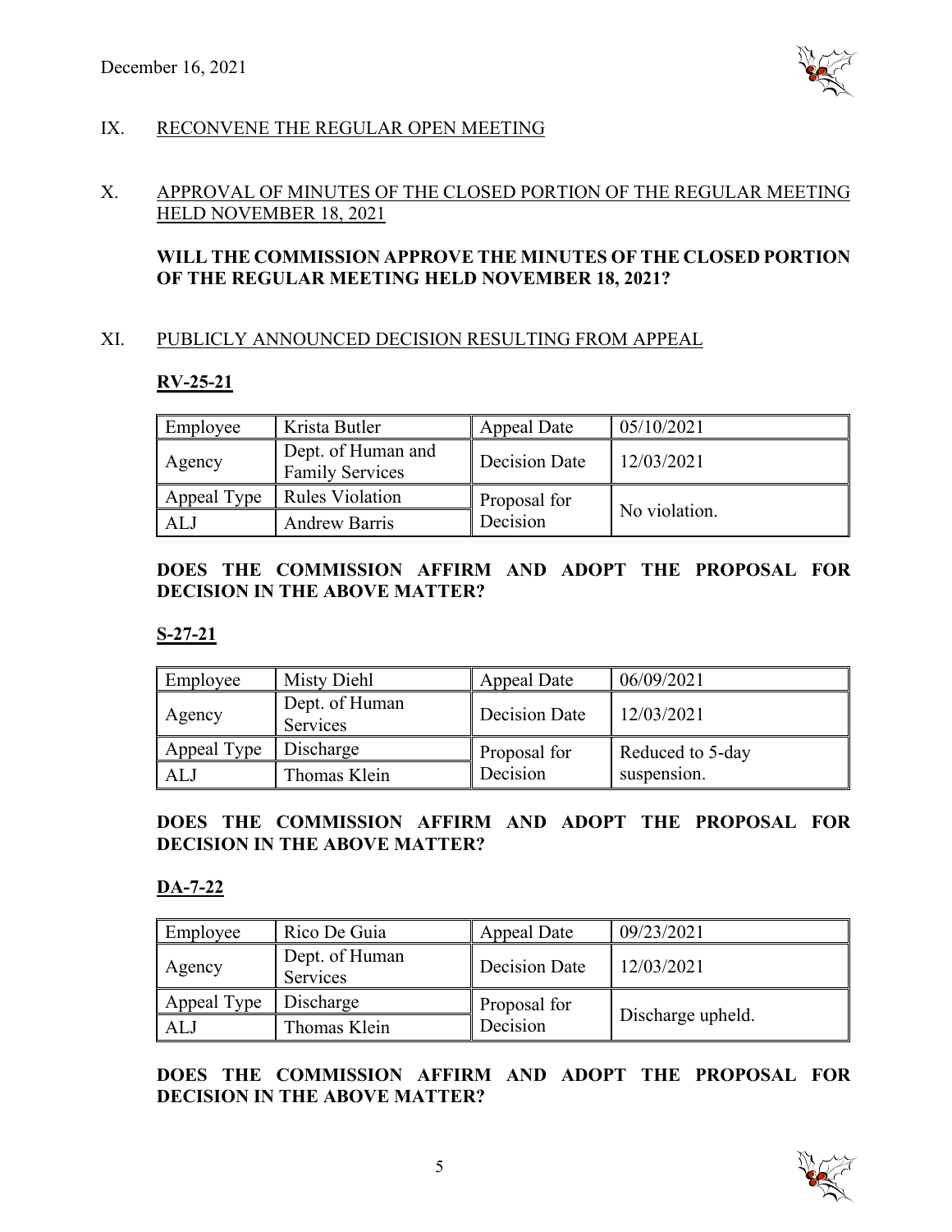## IX. RECONVENE THE REGULAR OPEN MEETING

## X. APPROVAL OF MINUTES OF THE CLOSED PORTION OF THE REGULAR MEETING HELD NOVEMBER 18, 2021

**WILL THE COMMISSION APPROVE THE MINUTES OF THE CLOSED PORTION OF THE REGULAR MEETING HELD NOVEMBER 18, 2021?**

## XI. PUBLICLY ANNOUNCED DECISION RESULTING FROM APPEAL

### RV-25-21

| Employee | Krista Butler | Appeal Date | 05/10/2021 |
|---|---|---|---|
| Agency | Dept. of Human and Family Services | Decision Date | 12/03/2021 |
| Appeal Type | Rules Violation | Proposal for Decision | No violation. |
| ALJ | Andrew Barris | | |

**DOES THE COMMISSION AFFIRM AND ADOPT THE PROPOSAL FOR DECISION IN THE ABOVE MATTER?**

### S-27-21

| Employee | Misty Diehl | Appeal Date | 06/09/2021 |
|---|---|---|---|
| Agency | Dept. of Human Services | Decision Date | 12/03/2021 |
| Appeal Type | Discharge | Proposal for Decision | Reduced to 5-day suspension. |
| ALJ | Thomas Klein | | |

**DOES THE COMMISSION AFFIRM AND ADOPT THE PROPOSAL FOR DECISION IN THE ABOVE MATTER?**

### DA-7-22

| Employee | Rico De Guia | Appeal Date | 09/23/2021 |
|---|---|---|---|
| Agency | Dept. of Human Services | Decision Date | 12/03/2021 |
| Appeal Type | Discharge | Proposal for Decision | Discharge upheld. |
| ALJ | Thomas Klein | | |

**DOES THE COMMISSION AFFIRM AND ADOPT THE PROPOSAL FOR DECISION IN THE ABOVE MATTER?**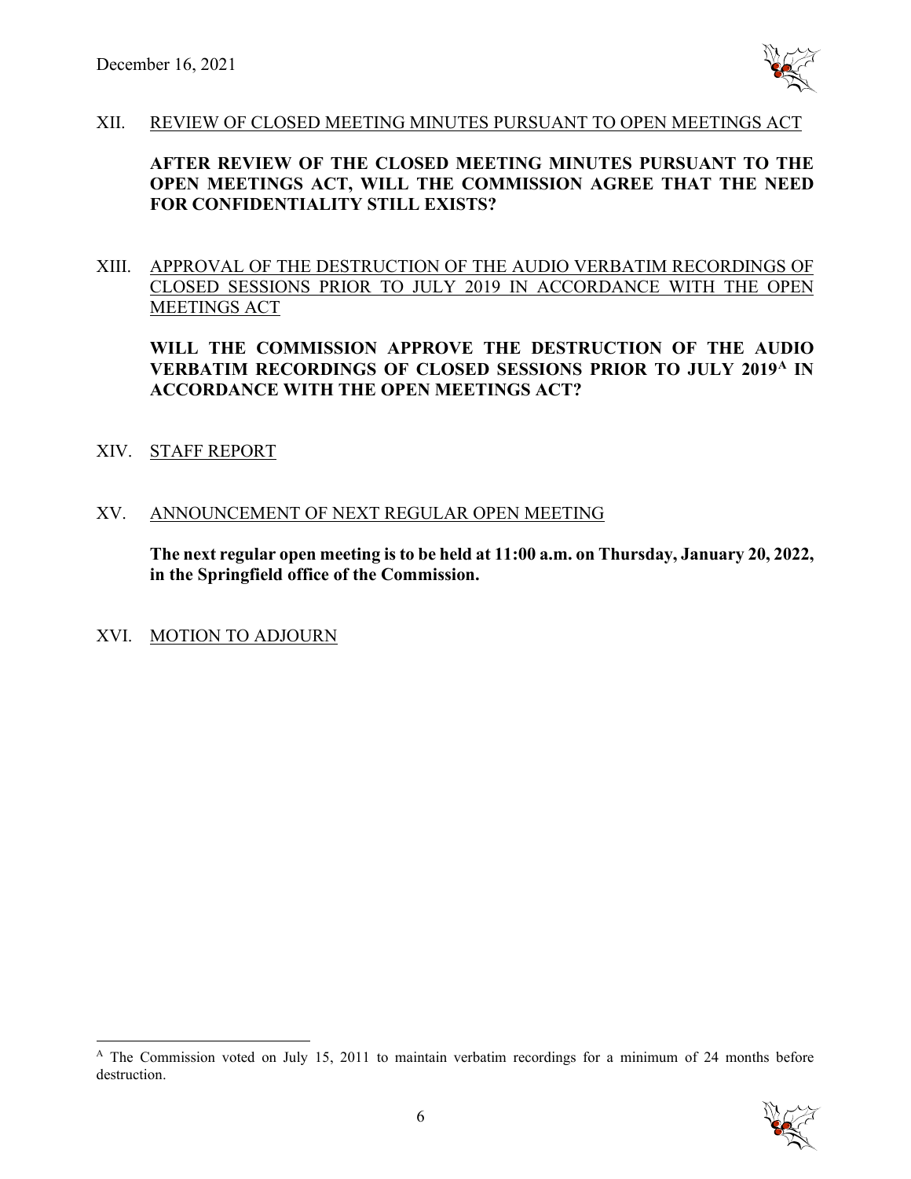XII. REVIEW OF CLOSED MEETING MINUTES PURSUANT TO OPEN MEETINGS ACT

**AFTER REVIEW OF THE CLOSED MEETING MINUTES PURSUANT TO THE OPEN MEETINGS ACT, WILL THE COMMISSION AGREE THAT THE NEED FOR CONFIDENTIALITY STILL EXISTS?**

XIII. APPROVAL OF THE DESTRUCTION OF THE AUDIO VERBATIM RECORDINGS OF CLOSED SESSIONS PRIOR TO JULY 2019 IN ACCORDANCE WITH THE OPEN MEETINGS ACT

**WILL THE COMMISSION APPROVE THE DESTRUCTION OF THE AUDIO VERBATIM RECORDINGS OF CLOSED SESSIONS PRIOR TO JULY 2019[A] IN ACCORDANCE WITH THE OPEN MEETINGS ACT?**

XIV. STAFF REPORT

XV. ANNOUNCEMENT OF NEXT REGULAR OPEN MEETING

**The next regular open meeting is to be held at 11:00 a.m. on Thursday, January 20, 2022, in the Springfield office of the Commission.**

XVI. MOTION TO ADJOURN

[A] The Commission voted on July 15, 2011 to maintain verbatim recordings for a minimum of 24 months before destruction.